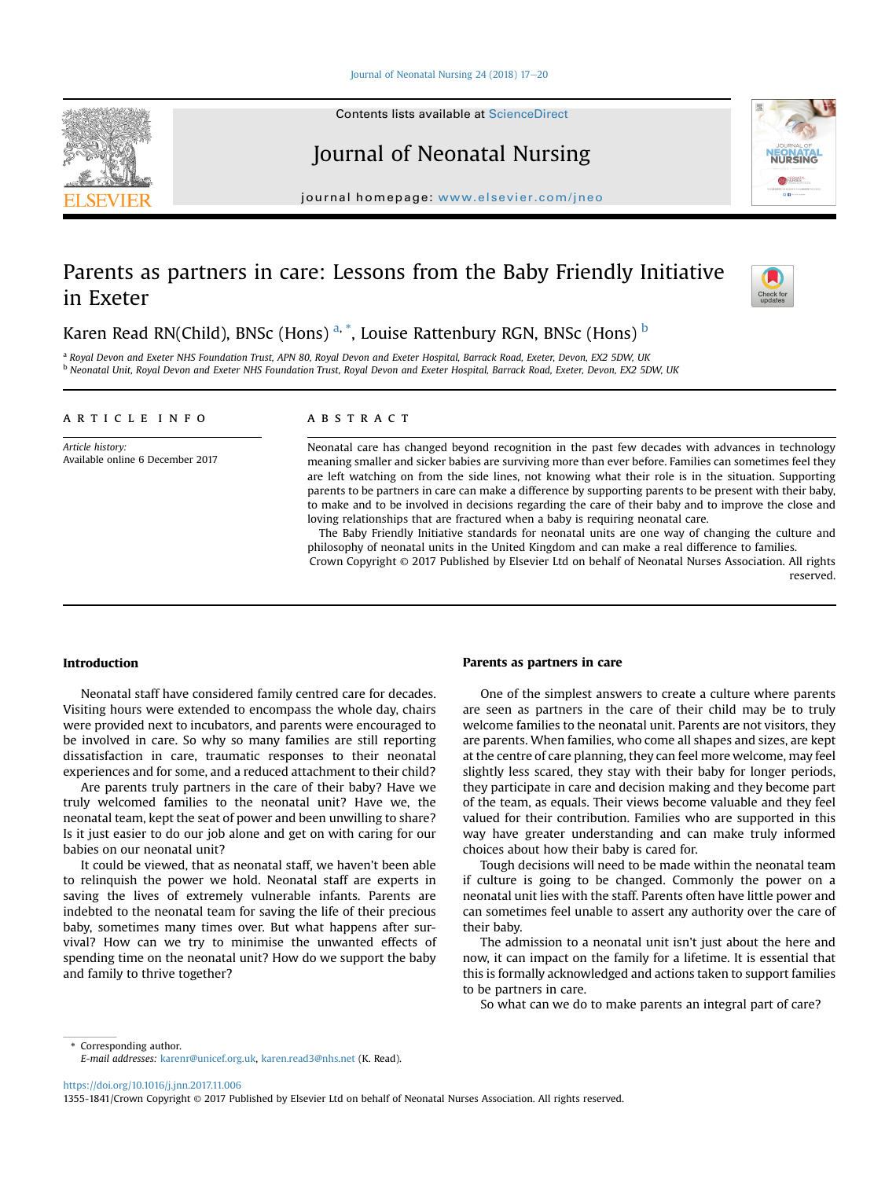# Parents as partners in care: Lessons from the Baby Friendly Initiative in Exeter

Karen Read RN(Child), BNSc (Hons) [a,*], Louise Rattenbury RGN, BNSc (Hons) [b]

[a] Royal Devon and Exeter NHS Foundation Trust, APN 80, Royal Devon and Exeter Hospital, Barrack Road, Exeter, Devon, EX2 5DW, UK
[b] Neonatal Unit, Royal Devon and Exeter NHS Foundation Trust, Royal Devon and Exeter Hospital, Barrack Road, Exeter, Devon, EX2 5DW, UK

**ARTICLE INFO**

*Article history:*
Available online 6 December 2017

**ABSTRACT**

Neonatal care has changed beyond recognition in the past few decades with advances in technology meaning smaller and sicker babies are surviving more than ever before. Families can sometimes feel they are left watching on from the side lines, not knowing what their role is in the situation. Supporting parents to be partners in care can make a difference by supporting parents to be present with their baby, to make and to be involved in decisions regarding the care of their baby and to improve the close and loving relationships that are fractured when a baby is requiring neonatal care.

The Baby Friendly Initiative standards for neonatal units are one way of changing the culture and philosophy of neonatal units in the United Kingdom and can make a real difference to families.

Crown Copyright © 2017 Published by Elsevier Ltd on behalf of Neonatal Nurses Association. All rights reserved.

## Introduction

Neonatal staff have considered family centred care for decades. Visiting hours were extended to encompass the whole day, chairs were provided next to incubators, and parents were encouraged to be involved in care. So why so many families are still reporting dissatisfaction in care, traumatic responses to their neonatal experiences and for some, and a reduced attachment to their child?

Are parents truly partners in the care of their baby? Have we truly welcomed families to the neonatal unit? Have we, the neonatal team, kept the seat of power and been unwilling to share? Is it just easier to do our job alone and get on with caring for our babies on our neonatal unit?

It could be viewed, that as neonatal staff, we haven't been able to relinquish the power we hold. Neonatal staff are experts in saving the lives of extremely vulnerable infants. Parents are indebted to the neonatal team for saving the life of their precious baby, sometimes many times over. But what happens after survival? How can we try to minimise the unwanted effects of spending time on the neonatal unit? How do we support the baby and family to thrive together?

## Parents as partners in care

One of the simplest answers to create a culture where parents are seen as partners in the care of their child may be to truly welcome families to the neonatal unit. Parents are not visitors, they are parents. When families, who come all shapes and sizes, are kept at the centre of care planning, they can feel more welcome, may feel slightly less scared, they stay with their baby for longer periods, they participate in care and decision making and they become part of the team, as equals. Their views become valuable and they feel valued for their contribution. Families who are supported in this way have greater understanding and can make truly informed choices about how their baby is cared for.

Tough decisions will need to be made within the neonatal team if culture is going to be changed. Commonly the power on a neonatal unit lies with the staff. Parents often have little power and can sometimes feel unable to assert any authority over the care of their baby.

The admission to a neonatal unit isn't just about the here and now, it can impact on the family for a lifetime. It is essential that this is formally acknowledged and actions taken to support families to be partners in care.

So what can we do to make parents an integral part of care?

\* Corresponding author.
*E-mail addresses:* karenr@unicef.org.uk, karen.read3@nhs.net (K. Read).

https://doi.org/10.1016/j.jnn.2017.11.006
1355-1841/Crown Copyright © 2017 Published by Elsevier Ltd on behalf of Neonatal Nurses Association. All rights reserved.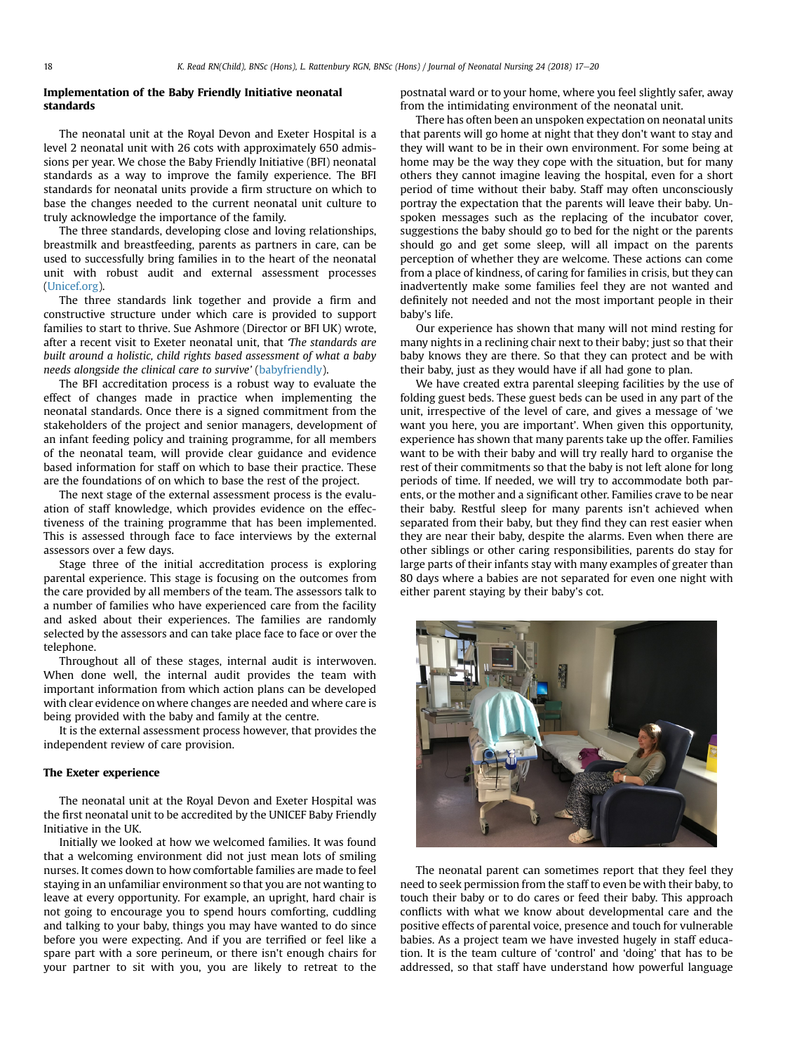## Implementation of the Baby Friendly Initiative neonatal standards

The neonatal unit at the Royal Devon and Exeter Hospital is a level 2 neonatal unit with 26 cots with approximately 650 admissions per year. We chose the Baby Friendly Initiative (BFI) neonatal standards as a way to improve the family experience. The BFI standards for neonatal units provide a firm structure on which to base the changes needed to the current neonatal unit culture to truly acknowledge the importance of the family.

The three standards, developing close and loving relationships, breastmilk and breastfeeding, parents as partners in care, can be used to successfully bring families in to the heart of the neonatal unit with robust audit and external assessment processes (Unicef.org).

The three standards link together and provide a firm and constructive structure under which care is provided to support families to start to thrive. Sue Ashmore (Director or BFI UK) wrote, after a recent visit to Exeter neonatal unit, that *'The standards are built around a holistic, child rights based assessment of what a baby needs alongside the clinical care to survive'* (babyfriendly).

The BFI accreditation process is a robust way to evaluate the effect of changes made in practice when implementing the neonatal standards. Once there is a signed commitment from the stakeholders of the project and senior managers, development of an infant feeding policy and training programme, for all members of the neonatal team, will provide clear guidance and evidence based information for staff on which to base their practice. These are the foundations of on which to base the rest of the project.

The next stage of the external assessment process is the evaluation of staff knowledge, which provides evidence on the effectiveness of the training programme that has been implemented. This is assessed through face to face interviews by the external assessors over a few days.

Stage three of the initial accreditation process is exploring parental experience. This stage is focusing on the outcomes from the care provided by all members of the team. The assessors talk to a number of families who have experienced care from the facility and asked about their experiences. The families are randomly selected by the assessors and can take place face to face or over the telephone.

Throughout all of these stages, internal audit is interwoven. When done well, the internal audit provides the team with important information from which action plans can be developed with clear evidence on where changes are needed and where care is being provided with the baby and family at the centre.

It is the external assessment process however, that provides the independent review of care provision.

## The Exeter experience

The neonatal unit at the Royal Devon and Exeter Hospital was the first neonatal unit to be accredited by the UNICEF Baby Friendly Initiative in the UK.

Initially we looked at how we welcomed families. It was found that a welcoming environment did not just mean lots of smiling nurses. It comes down to how comfortable families are made to feel staying in an unfamiliar environment so that you are not wanting to leave at every opportunity. For example, an upright, hard chair is not going to encourage you to spend hours comforting, cuddling and talking to your baby, things you may have wanted to do since before you were expecting. And if you are terrified or feel like a spare part with a sore perineum, or there isn't enough chairs for your partner to sit with you, you are likely to retreat to the postnatal ward or to your home, where you feel slightly safer, away from the intimidating environment of the neonatal unit.

There has often been an unspoken expectation on neonatal units that parents will go home at night that they don't want to stay and they will want to be in their own environment. For some being at home may be the way they cope with the situation, but for many others they cannot imagine leaving the hospital, even for a short period of time without their baby. Staff may often unconsciously portray the expectation that the parents will leave their baby. Unspoken messages such as the replacing of the incubator cover, suggestions the baby should go to bed for the night or the parents should go and get some sleep, will all impact on the parents perception of whether they are welcome. These actions can come from a place of kindness, of caring for families in crisis, but they can inadvertently make some families feel they are not wanted and definitely not needed and not the most important people in their baby's life.

Our experience has shown that many will not mind resting for many nights in a reclining chair next to their baby; just so that their baby knows they are there. So that they can protect and be with their baby, just as they would have if all had gone to plan.

We have created extra parental sleeping facilities by the use of folding guest beds. These guest beds can be used in any part of the unit, irrespective of the level of care, and gives a message of 'we want you here, you are important'. When given this opportunity, experience has shown that many parents take up the offer. Families want to be with their baby and will try really hard to organise the rest of their commitments so that the baby is not left alone for long periods of time. If needed, we will try to accommodate both parents, or the mother and a significant other. Families crave to be near their baby. Restful sleep for many parents isn't achieved when separated from their baby, but they find they can rest easier when they are near their baby, despite the alarms. Even when there are other siblings or other caring responsibilities, parents do stay for large parts of their infants stay with many examples of greater than 80 days where a babies are not separated for even one night with either parent staying by their baby's cot.

The neonatal parent can sometimes report that they feel they need to seek permission from the staff to even be with their baby, to touch their baby or to do cares or feed their baby. This approach conflicts with what we know about developmental care and the positive effects of parental voice, presence and touch for vulnerable babies. As a project team we have invested hugely in staff education. It is the team culture of 'control' and 'doing' that has to be addressed, so that staff have understand how powerful language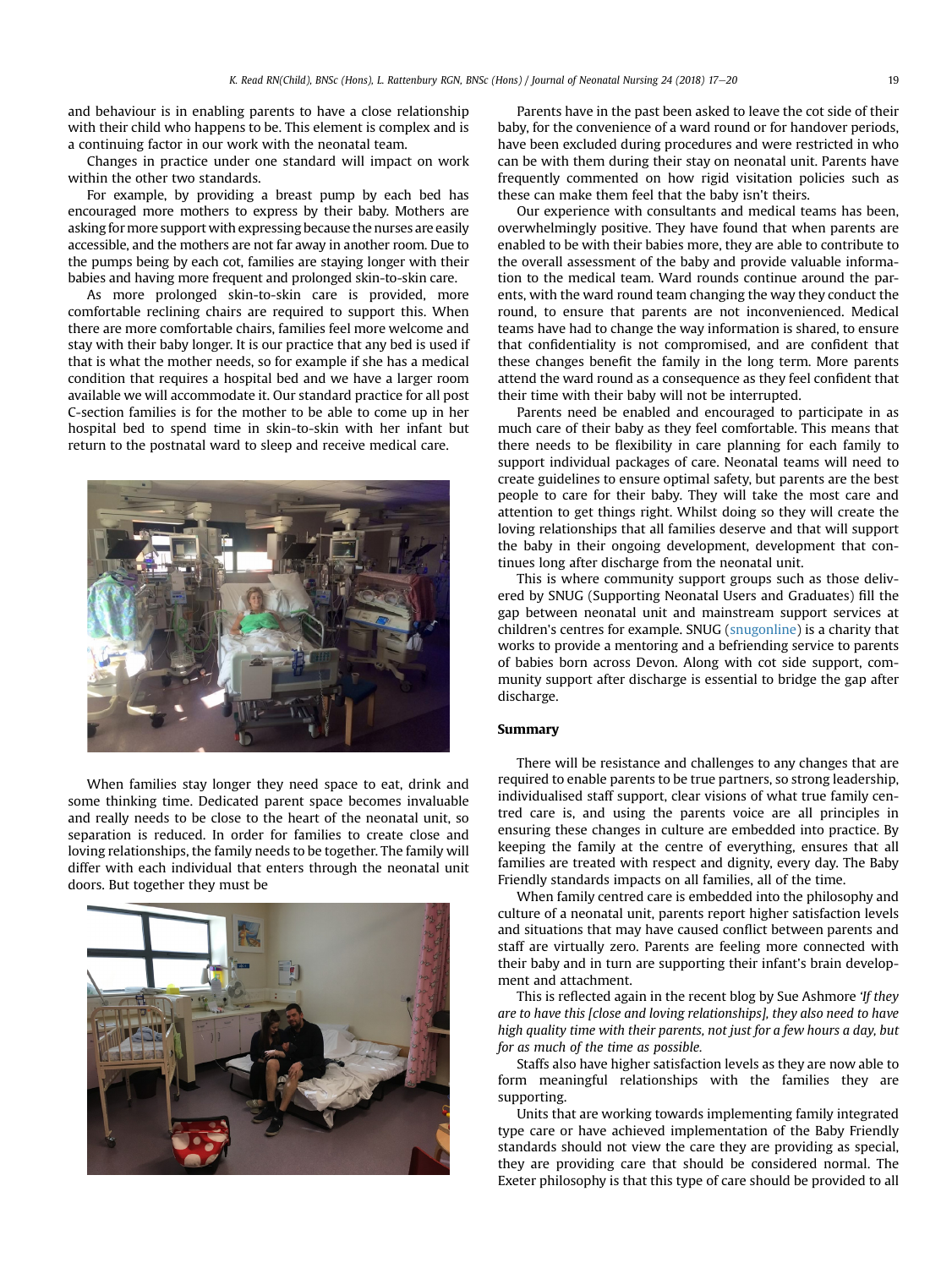and behaviour is in enabling parents to have a close relationship with their child who happens to be. This element is complex and is a continuing factor in our work with the neonatal team.

Changes in practice under one standard will impact on work within the other two standards.

For example, by providing a breast pump by each bed has encouraged more mothers to express by their baby. Mothers are asking for more support with expressing because the nurses are easily accessible, and the mothers are not far away in another room. Due to the pumps being by each cot, families are staying longer with their babies and having more frequent and prolonged skin-to-skin care.

As more prolonged skin-to-skin care is provided, more comfortable reclining chairs are required to support this. When there are more comfortable chairs, families feel more welcome and stay with their baby longer. It is our practice that any bed is used if that is what the mother needs, so for example if she has a medical condition that requires a hospital bed and we have a larger room available we will accommodate it. Our standard practice for all post C-section families is for the mother to be able to come up in her hospital bed to spend time in skin-to-skin with her infant but return to the postnatal ward to sleep and receive medical care.

When families stay longer they need space to eat, drink and some thinking time. Dedicated parent space becomes invaluable and really needs to be close to the heart of the neonatal unit, so separation is reduced. In order for families to create close and loving relationships, the family needs to be together. The family will differ with each individual that enters through the neonatal unit doors. But together they must be

Parents have in the past been asked to leave the cot side of their baby, for the convenience of a ward round or for handover periods, have been excluded during procedures and were restricted in who can be with them during their stay on neonatal unit. Parents have frequently commented on how rigid visitation policies such as these can make them feel that the baby isn't theirs.

Our experience with consultants and medical teams has been, overwhelmingly positive. They have found that when parents are enabled to be with their babies more, they are able to contribute to the overall assessment of the baby and provide valuable information to the medical team. Ward rounds continue around the parents, with the ward round team changing the way they conduct the round, to ensure that parents are not inconvenienced. Medical teams have had to change the way information is shared, to ensure that confidentiality is not compromised, and are confident that these changes benefit the family in the long term. More parents attend the ward round as a consequence as they feel confident that their time with their baby will not be interrupted.

Parents need be enabled and encouraged to participate in as much care of their baby as they feel comfortable. This means that there needs to be flexibility in care planning for each family to support individual packages of care. Neonatal teams will need to create guidelines to ensure optimal safety, but parents are the best people to care for their baby. They will take the most care and attention to get things right. Whilst doing so they will create the loving relationships that all families deserve and that will support the baby in their ongoing development, development that continues long after discharge from the neonatal unit.

This is where community support groups such as those delivered by SNUG (Supporting Neonatal Users and Graduates) fill the gap between neonatal unit and mainstream support services at children's centres for example. SNUG (snugonline) is a charity that works to provide a mentoring and a befriending service to parents of babies born across Devon. Along with cot side support, community support after discharge is essential to bridge the gap after discharge.

## Summary

There will be resistance and challenges to any changes that are required to enable parents to be true partners, so strong leadership, individualised staff support, clear visions of what true family centred care is, and using the parents voice are all principles in ensuring these changes in culture are embedded into practice. By keeping the family at the centre of everything, ensures that all families are treated with respect and dignity, every day. The Baby Friendly standards impacts on all families, all of the time.

When family centred care is embedded into the philosophy and culture of a neonatal unit, parents report higher satisfaction levels and situations that may have caused conflict between parents and staff are virtually zero. Parents are feeling more connected with their baby and in turn are supporting their infant's brain development and attachment.

This is reflected again in the recent blog by Sue Ashmore *'If they are to have this [close and loving relationships], they also need to have high quality time with their parents, not just for a few hours a day, but for as much of the time as possible.*

Staffs also have higher satisfaction levels as they are now able to form meaningful relationships with the families they are supporting.

Units that are working towards implementing family integrated type care or have achieved implementation of the Baby Friendly standards should not view the care they are providing as special, they are providing care that should be considered normal. The Exeter philosophy is that this type of care should be provided to all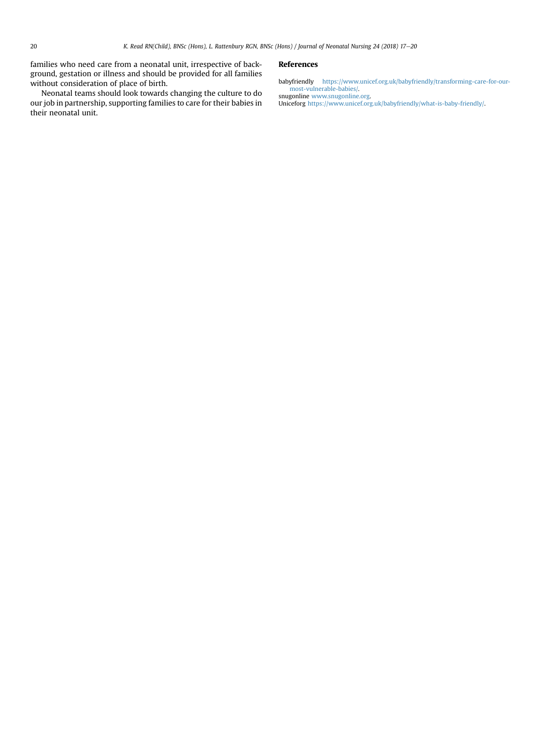families who need care from a neonatal unit, irrespective of background, gestation or illness and should be provided for all families without consideration of place of birth.

Neonatal teams should look towards changing the culture to do our job in partnership, supporting families to care for their babies in their neonatal unit.

## References

babyfriendly https://www.unicef.org.uk/babyfriendly/transforming-care-for-our-most-vulnerable-babies/.

snugonline www.snugonline.org.

Uniceforg https://www.unicef.org.uk/babyfriendly/what-is-baby-friendly/.